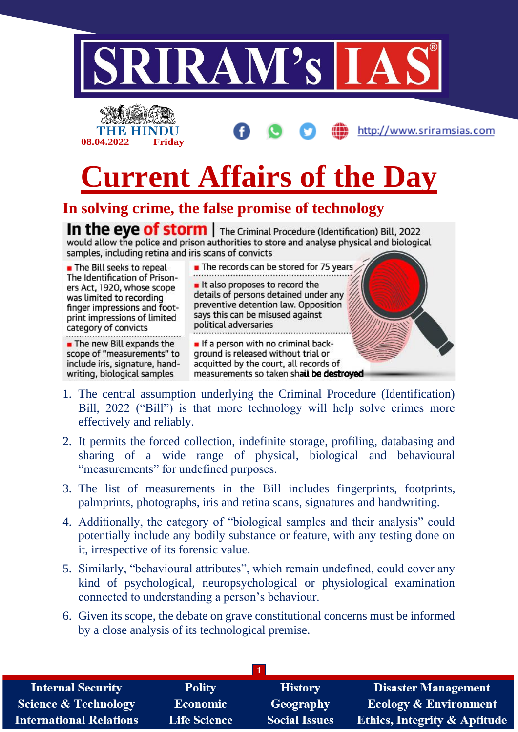# SRIRAM's IAS

THE HINDU
08.04.2022 Friday

http://www.sriramsias.com

# Current Affairs of the Day

## In solving crime, the false promise of technology

**In the eye of storm** | The Criminal Procedure (Identification) Bill, 2022 would allow the police and prison authorities to store and analyse physical and biological samples, including retina and iris scans of convicts

- The Bill seeks to repeal The Identification of Prisoners Act, 1920, whose scope was limited to recording finger impressions and footprint impressions of limited category of convicts
- The new Bill expands the scope of "measurements" to include iris, signature, handwriting, biological samples
- The records can be stored for 75 years
- It also proposes to record the details of persons detained under any preventive detention law. Opposition says this can be misused against political adversaries
- If a person with no criminal background is released without trial or acquitted by the court, all records of measurements so taken shall be destroyed

1. The central assumption underlying the Criminal Procedure (Identification) Bill, 2022 ("Bill") is that more technology will help solve crimes more effectively and reliably.
2. It permits the forced collection, indefinite storage, profiling, databasing and sharing of a wide range of physical, biological and behavioural "measurements" for undefined purposes.
3. The list of measurements in the Bill includes fingerprints, footprints, palmprints, photographs, iris and retina scans, signatures and handwriting.
4. Additionally, the category of "biological samples and their analysis" could potentially include any bodily substance or feature, with any testing done on it, irrespective of its forensic value.
5. Similarly, "behavioural attributes", which remain undefined, could cover any kind of psychological, neuropsychological or physiological examination connected to understanding a person's behaviour.
6. Given its scope, the debate on grave constitutional concerns must be informed by a close analysis of its technological premise.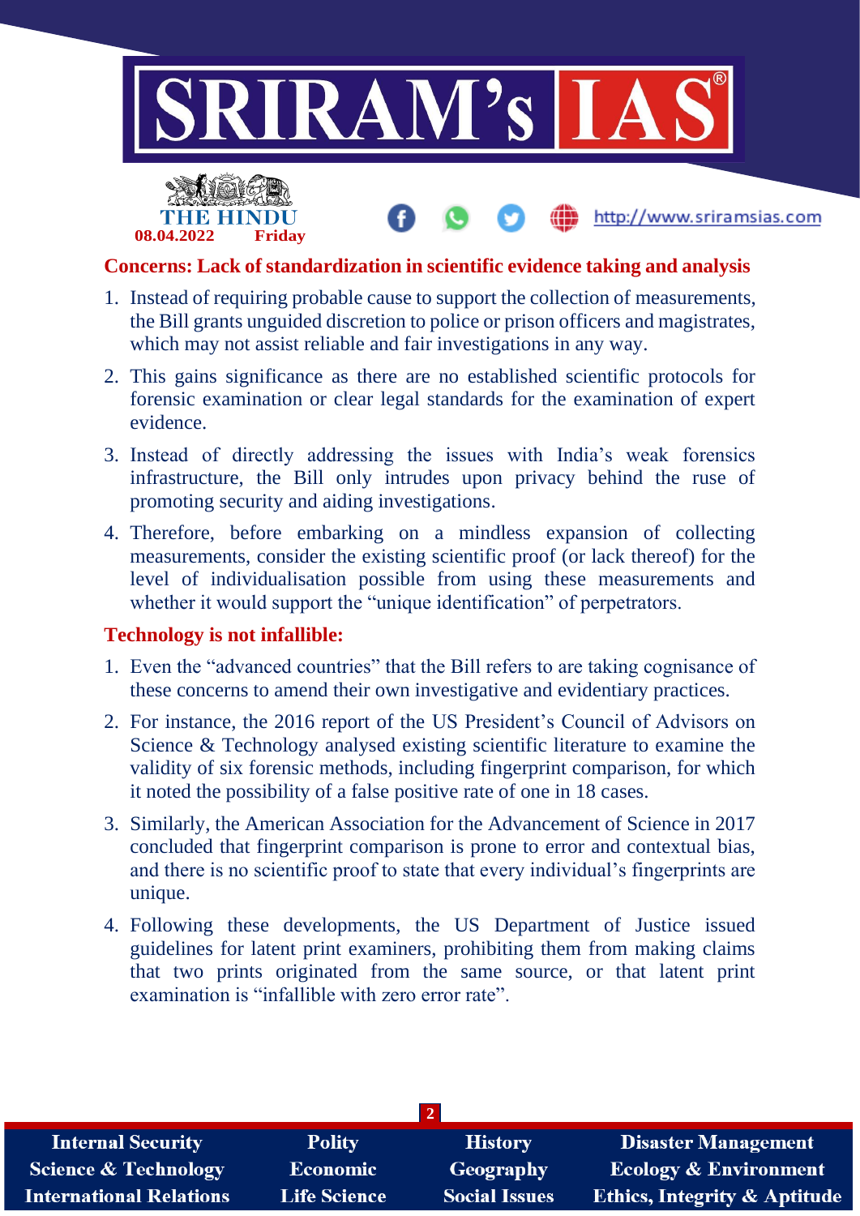## Concerns: Lack of standardization in scientific evidence taking and analysis

1. Instead of requiring probable cause to support the collection of measurements, the Bill grants unguided discretion to police or prison officers and magistrates, which may not assist reliable and fair investigations in any way.
2. This gains significance as there are no established scientific protocols for forensic examination or clear legal standards for the examination of expert evidence.
3. Instead of directly addressing the issues with India's weak forensics infrastructure, the Bill only intrudes upon privacy behind the ruse of promoting security and aiding investigations.
4. Therefore, before embarking on a mindless expansion of collecting measurements, consider the existing scientific proof (or lack thereof) for the level of individualisation possible from using these measurements and whether it would support the "unique identification" of perpetrators.

## Technology is not infallible:

1. Even the "advanced countries" that the Bill refers to are taking cognisance of these concerns to amend their own investigative and evidentiary practices.
2. For instance, the 2016 report of the US President's Council of Advisors on Science & Technology analysed existing scientific literature to examine the validity of six forensic methods, including fingerprint comparison, for which it noted the possibility of a false positive rate of one in 18 cases.
3. Similarly, the American Association for the Advancement of Science in 2017 concluded that fingerprint comparison is prone to error and contextual bias, and there is no scientific proof to state that every individual's fingerprints are unique.
4. Following these developments, the US Department of Justice issued guidelines for latent print examiners, prohibiting them from making claims that two prints originated from the same source, or that latent print examination is "infallible with zero error rate".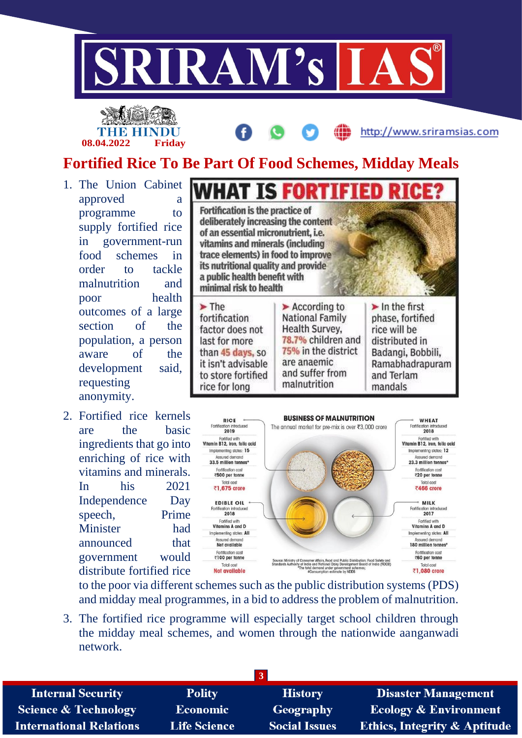# Fortified Rice To Be Part Of Food Schemes, Midday Meals

1. The Union Cabinet approved a programme to supply fortified rice in government-run food schemes in order to tackle malnutrition and poor health outcomes of a large section of the population, a person aware of the development said, requesting anonymity.

## WHAT IS FORTIFIED RICE?

Fortification is the practice of deliberately increasing the content of an essential micronutrient, i.e. vitamins and minerals (including trace elements) in food to improve its nutritional quality and provide a public health benefit with minimal risk to health

- The fortification factor does not last for more than 45 days, so it isn't advisable to store fortified rice for long
- According to National Family Health Survey, 78.7% children and 75% in the district are anaemic and suffer from malnutrition
- In the first phase, fortified rice will be distributed in Badangi, Bobbili, Ramabhadrapuram and Terlam mandals

2. Fortified rice kernels are the basic ingredients that go into enriching of rice with vitamins and minerals. In his 2021 Independence Day speech, Prime Minister had announced that government would distribute fortified rice to the poor via different schemes such as the public distribution systems (PDS) and midday meal programmes, in a bid to address the problem of malnutrition.

### BUSINESS OF MALNUTRITION

The annual market for pre-mix is over ₹3,000 crore

| | RICE | WHEAT | EDIBLE OIL | MILK |
|---|---|---|---|---|
| Fortification introduced | 2019 | 2018 | 2018 | 2017 |
| Fortified with | Vitamin B12, iron, folic acid | Vitamin B12, iron, folic acid | Vitamins A and D | Vitamins A and D |
| Implementing states | 15 | 12 | All | All |
| Assured demand | 33.5 million tonnes* | 23.3 million tonnes* | Not available | 180 million tonnes# |
| Fortification cost | ₹500 per tonne | ₹20 per tonne | ₹100 per tonne | ₹60 per tonne |
| Total cost | ₹1,675 crore | ₹466 crore | Not available | ₹1,080 crore |

Source: Ministry of Consumer Affairs, Food and Public Distribution; Food Safety and Standards Authority of India and National Dairy Development Board of India (NDDB)
*The total demand under government schemes; #Consumption estimate by NDDB

3. The fortified rice programme will especially target school children through the midday meal schemes, and women through the nationwide aanganwadi network.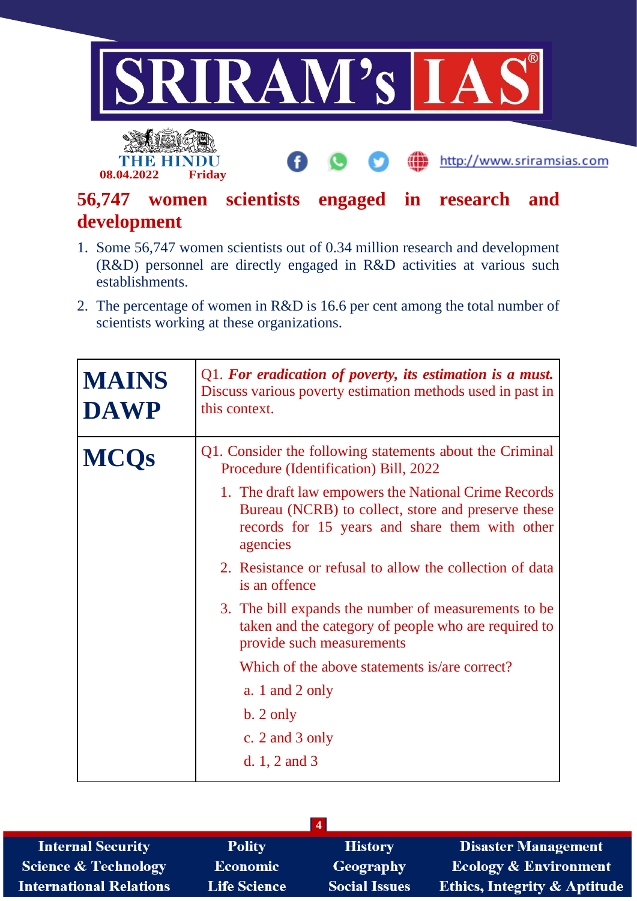## 56,747 women scientists engaged in research and development

1. Some 56,747 women scientists out of 0.34 million research and development (R&D) personnel are directly engaged in R&D activities at various such establishments.
2. The percentage of women in R&D is 16.6 per cent among the total number of scientists working at these organizations.

| | |
|---|---|
| **MAINS DAWP** | Q1. ***For eradication of poverty, its estimation is a must.*** Discuss various poverty estimation methods used in past in this context. |
| **MCQs** | Q1. Consider the following statements about the Criminal Procedure (Identification) Bill, 2022<br>1. The draft law empowers the National Crime Records Bureau (NCRB) to collect, store and preserve these records for 15 years and share them with other agencies<br>2. Resistance or refusal to allow the collection of data is an offence<br>3. The bill expands the number of measurements to be taken and the category of people who are required to provide such measurements<br><br>Which of the above statements is/are correct?<br>a. 1 and 2 only<br>b. 2 only<br>c. 2 and 3 only<br>d. 1, 2 and 3 |